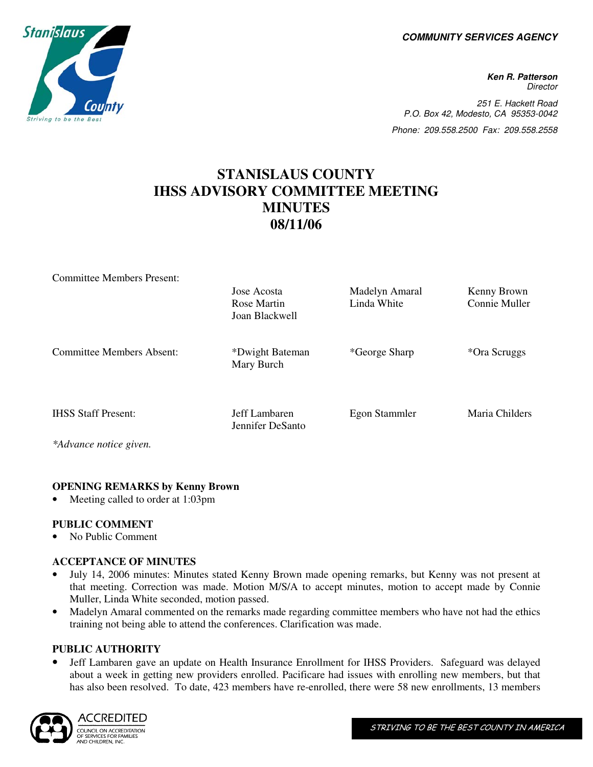COMMUNITY SERVICES AGENCY

**Ken R. Patterson**
Director

251 E. Hackett Road
P.O. Box 42, Modesto, CA 95353-0042
Phone: 209.558.2500 Fax: 209.558.2558

# STANISLAUS COUNTY IHSS ADVISORY COMMITTEE MEETING MINUTES 08/11/06

| | | | |
|---|---|---|---|
| Committee Members Present: | Jose Acosta | Madelyn Amaral | Kenny Brown |
| | Rose Martin | Linda White | Connie Muller |
| | Joan Blackwell | | |
| Committee Members Absent: | *Dwight Bateman | *George Sharp | *Ora Scruggs |
| | Mary Burch | | |
| IHSS Staff Present: | Jeff Lambaren | Egon Stammler | Maria Childers |
| | Jennifer DeSanto | | |

*\*Advance notice given.*

### OPENING REMARKS by Kenny Brown

- Meeting called to order at 1:03pm

### PUBLIC COMMENT

- No Public Comment

### ACCEPTANCE OF MINUTES

- July 14, 2006 minutes: Minutes stated Kenny Brown made opening remarks, but Kenny was not present at that meeting. Correction was made. Motion M/S/A to accept minutes, motion to accept made by Connie Muller, Linda White seconded, motion passed.
- Madelyn Amaral commented on the remarks made regarding committee members who have not had the ethics training not being able to attend the conferences. Clarification was made.

### PUBLIC AUTHORITY

- Jeff Lambaren gave an update on Health Insurance Enrollment for IHSS Providers. Safeguard was delayed about a week in getting new providers enrolled. Pacificare had issues with enrolling new members, but that has also been resolved. To date, 423 members have re-enrolled, there were 58 new enrollments, 13 members

STRIVING TO BE THE BEST COUNTY IN AMERICA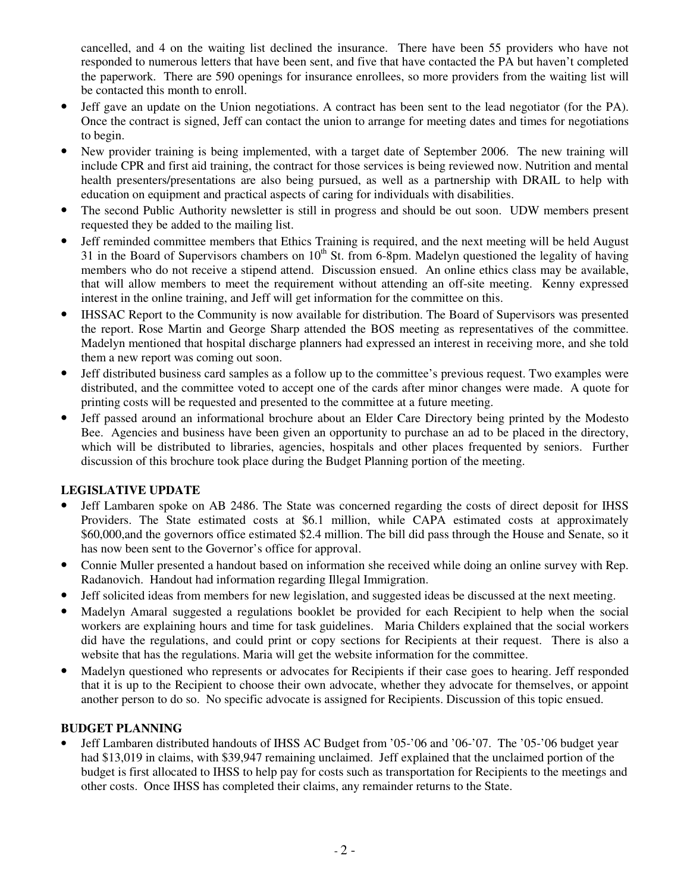cancelled, and 4 on the waiting list declined the insurance. There have been 55 providers who have not responded to numerous letters that have been sent, and five that have contacted the PA but haven't completed the paperwork. There are 590 openings for insurance enrollees, so more providers from the waiting list will be contacted this month to enroll.

- Jeff gave an update on the Union negotiations. A contract has been sent to the lead negotiator (for the PA). Once the contract is signed, Jeff can contact the union to arrange for meeting dates and times for negotiations to begin.
- New provider training is being implemented, with a target date of September 2006. The new training will include CPR and first aid training, the contract for those services is being reviewed now. Nutrition and mental health presenters/presentations are also being pursued, as well as a partnership with DRAIL to help with education on equipment and practical aspects of caring for individuals with disabilities.
- The second Public Authority newsletter is still in progress and should be out soon. UDW members present requested they be added to the mailing list.
- Jeff reminded committee members that Ethics Training is required, and the next meeting will be held August 31 in the Board of Supervisors chambers on 10th St. from 6-8pm. Madelyn questioned the legality of having members who do not receive a stipend attend. Discussion ensued. An online ethics class may be available, that will allow members to meet the requirement without attending an off-site meeting. Kenny expressed interest in the online training, and Jeff will get information for the committee on this.
- IHSSAC Report to the Community is now available for distribution. The Board of Supervisors was presented the report. Rose Martin and George Sharp attended the BOS meeting as representatives of the committee. Madelyn mentioned that hospital discharge planners had expressed an interest in receiving more, and she told them a new report was coming out soon.
- Jeff distributed business card samples as a follow up to the committee's previous request. Two examples were distributed, and the committee voted to accept one of the cards after minor changes were made. A quote for printing costs will be requested and presented to the committee at a future meeting.
- Jeff passed around an informational brochure about an Elder Care Directory being printed by the Modesto Bee. Agencies and business have been given an opportunity to purchase an ad to be placed in the directory, which will be distributed to libraries, agencies, hospitals and other places frequented by seniors. Further discussion of this brochure took place during the Budget Planning portion of the meeting.

**LEGISLATIVE UPDATE**

- Jeff Lambaren spoke on AB 2486. The State was concerned regarding the costs of direct deposit for IHSS Providers. The State estimated costs at $6.1 million, while CAPA estimated costs at approximately $60,000,and the governors office estimated $2.4 million. The bill did pass through the House and Senate, so it has now been sent to the Governor's office for approval.
- Connie Muller presented a handout based on information she received while doing an online survey with Rep. Radanovich. Handout had information regarding Illegal Immigration.
- Jeff solicited ideas from members for new legislation, and suggested ideas be discussed at the next meeting.
- Madelyn Amaral suggested a regulations booklet be provided for each Recipient to help when the social workers are explaining hours and time for task guidelines. Maria Childers explained that the social workers did have the regulations, and could print or copy sections for Recipients at their request. There is also a website that has the regulations. Maria will get the website information for the committee.
- Madelyn questioned who represents or advocates for Recipients if their case goes to hearing. Jeff responded that it is up to the Recipient to choose their own advocate, whether they advocate for themselves, or appoint another person to do so. No specific advocate is assigned for Recipients. Discussion of this topic ensued.

**BUDGET PLANNING**

- Jeff Lambaren distributed handouts of IHSS AC Budget from '05-'06 and '06-'07. The '05-'06 budget year had $13,019 in claims, with $39,947 remaining unclaimed. Jeff explained that the unclaimed portion of the budget is first allocated to IHSS to help pay for costs such as transportation for Recipients to the meetings and other costs. Once IHSS has completed their claims, any remainder returns to the State.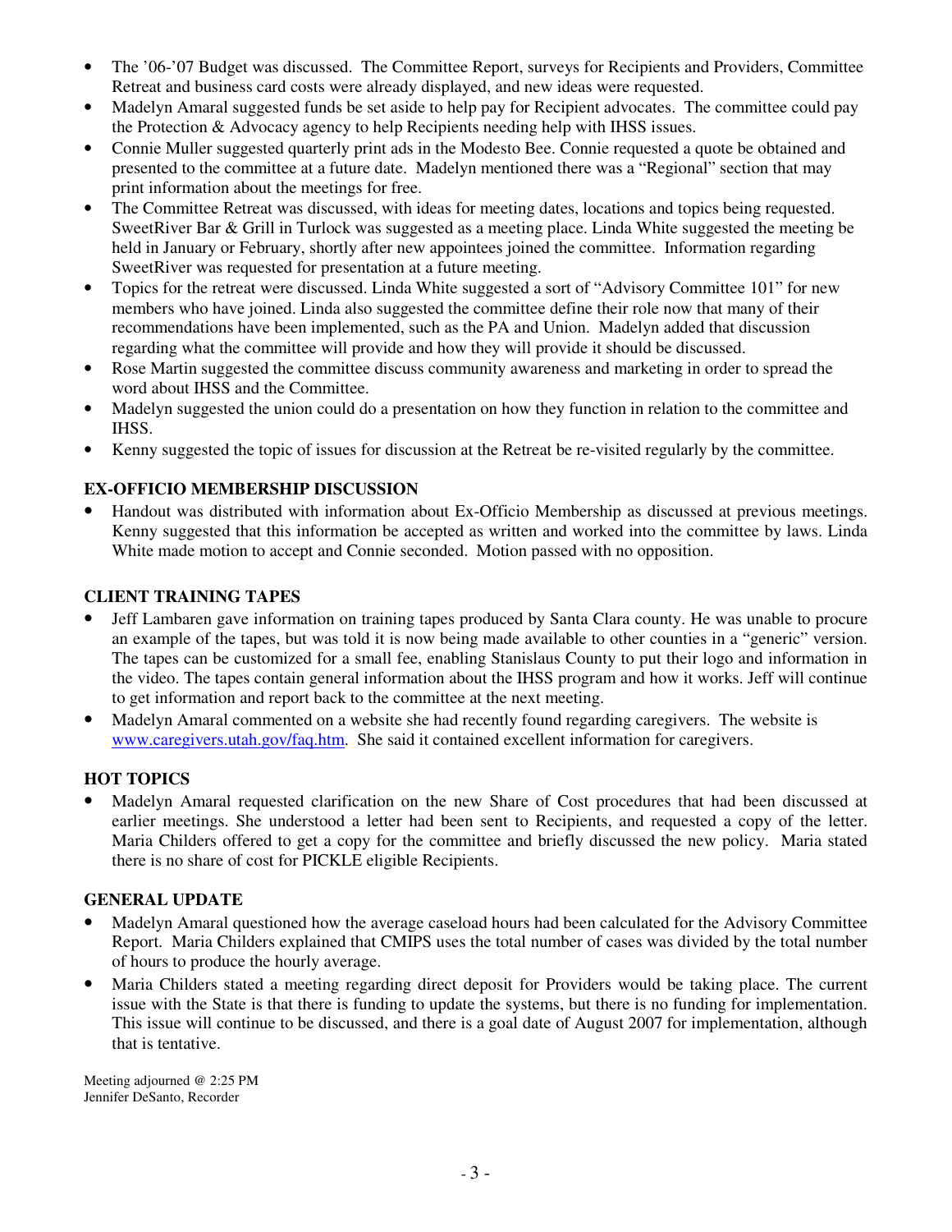- The '06-'07 Budget was discussed. The Committee Report, surveys for Recipients and Providers, Committee Retreat and business card costs were already displayed, and new ideas were requested.
- Madelyn Amaral suggested funds be set aside to help pay for Recipient advocates. The committee could pay the Protection & Advocacy agency to help Recipients needing help with IHSS issues.
- Connie Muller suggested quarterly print ads in the Modesto Bee. Connie requested a quote be obtained and presented to the committee at a future date. Madelyn mentioned there was a "Regional" section that may print information about the meetings for free.
- The Committee Retreat was discussed, with ideas for meeting dates, locations and topics being requested. SweetRiver Bar & Grill in Turlock was suggested as a meeting place. Linda White suggested the meeting be held in January or February, shortly after new appointees joined the committee. Information regarding SweetRiver was requested for presentation at a future meeting.
- Topics for the retreat were discussed. Linda White suggested a sort of "Advisory Committee 101" for new members who have joined. Linda also suggested the committee define their role now that many of their recommendations have been implemented, such as the PA and Union. Madelyn added that discussion regarding what the committee will provide and how they will provide it should be discussed.
- Rose Martin suggested the committee discuss community awareness and marketing in order to spread the word about IHSS and the Committee.
- Madelyn suggested the union could do a presentation on how they function in relation to the committee and IHSS.
- Kenny suggested the topic of issues for discussion at the Retreat be re-visited regularly by the committee.

**EX-OFFICIO MEMBERSHIP DISCUSSION**

- Handout was distributed with information about Ex-Officio Membership as discussed at previous meetings. Kenny suggested that this information be accepted as written and worked into the committee by laws. Linda White made motion to accept and Connie seconded. Motion passed with no opposition.

**CLIENT TRAINING TAPES**

- Jeff Lambaren gave information on training tapes produced by Santa Clara county. He was unable to procure an example of the tapes, but was told it is now being made available to other counties in a "generic" version. The tapes can be customized for a small fee, enabling Stanislaus County to put their logo and information in the video. The tapes contain general information about the IHSS program and how it works. Jeff will continue to get information and report back to the committee at the next meeting.
- Madelyn Amaral commented on a website she had recently found regarding caregivers. The website is [www.caregivers.utah.gov/faq.htm](http://www.caregivers.utah.gov/faq.htm). She said it contained excellent information for caregivers.

**HOT TOPICS**

- Madelyn Amaral requested clarification on the new Share of Cost procedures that had been discussed at earlier meetings. She understood a letter had been sent to Recipients, and requested a copy of the letter. Maria Childers offered to get a copy for the committee and briefly discussed the new policy. Maria stated there is no share of cost for PICKLE eligible Recipients.

**GENERAL UPDATE**

- Madelyn Amaral questioned how the average caseload hours had been calculated for the Advisory Committee Report. Maria Childers explained that CMIPS uses the total number of cases was divided by the total number of hours to produce the hourly average.
- Maria Childers stated a meeting regarding direct deposit for Providers would be taking place. The current issue with the State is that there is funding to update the systems, but there is no funding for implementation. This issue will continue to be discussed, and there is a goal date of August 2007 for implementation, although that is tentative.

Meeting adjourned @ 2:25 PM
Jennifer DeSanto, Recorder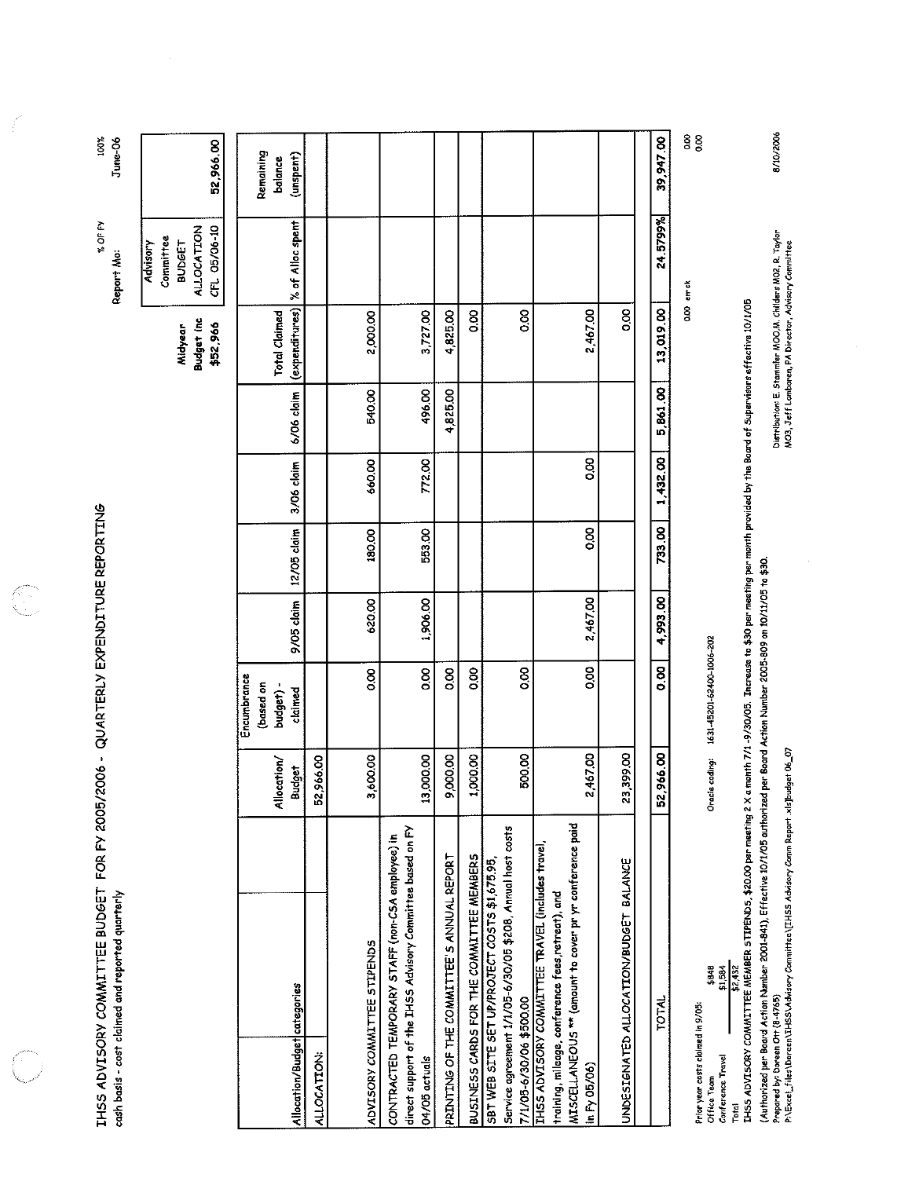# IHSS ADVISORY COMMITTEE BUDGET FOR FY 2005/2006 - QUARTERLY EXPENDITURE REPORTING

cash basis - cost claimed and reported quarterly

% OF FY 100%

Report Mo: June-06

| Midyear Budget inc $52,966 | Advisory Committee BUDGET ALLOCATION CFL 05/06-10 | 52,966.00 |
|---|---|---|

| Allocation/Budget categories | Allocation/ Budget | Encumbrance (based on budget) - claimed | 9/05 claim | 12/05 claim | 3/06 claim | 6/06 claim | Total Claimed (expenditures) | % of Alloc spent | Remaining balance (unspent) |
|---|---|---|---|---|---|---|---|---|---|
| ALLOCATION: | 52,966.00 | | | | | | | | |
| ADVISORY COMMITTEE STIPENDS | 3,600.00 | 0.00 | 620.00 | 180.00 | 660.00 | 540.00 | 2,000.00 | | |
| CONTRACTED TEMPORARY STAFF (non-CSA employee) in direct support of the IHSS Advisory Committee based on FY 04/05 actuals | 13,000.00 | 0.00 | 1,906.00 | 553.00 | 772.00 | 496.00 | 3,727.00 | | |
| PRINTING OF THE COMMITTEE'S ANNUAL REPORT | 9,000.00 | 0.00 | | | | 4,825.00 | 4,825.00 | | |
| BUSINESS CARDS FOR THE COMMITTEE MEMBERS | 1,000.00 | 0.00 | | | | | 0.00 | | |
| SBT WEB SITE SET UP/PROJECT COSTS $1,675.95, Service agreement 1/1/05-6/30/05 $208, Annual host costs 7/1/05-6/30/06 $500.00 | 500.00 | 0.00 | | | | | 0.00 | | |
| IHSS ADVISORY COMMITTEE TRAVEL (includes travel, training, mileage, conference fees,retreat), and MISCELLANEOUS ** (amount to cover pr yr conference paid in Fy 05/06) | 2,467.00 | 0.00 | 2,467.00 | 0.00 | 0.00 | | 2,467.00 | | |
| UNDESIGNATED ALLOCATION/BUDGET BALANCE | 23,399.00 | | | | | | 0.00 | | |
| TOTAL | 52,966.00 | 0.00 | 4,993.00 | 733.00 | 1,432.00 | 5,861.00 | 13,019.00 | 24.5799% | 39,947.00 |

0.00 err ck 0.00 0.00

Prior year costs claimed in 9/05:

| | |
|---|---|
| Office Team | $848 |
| Conference Travel | $1,584 |
| Total | $2,432 |

Oracle coding: 1631-45201-62400-1006-202

IHSS ADVISORY COMMITTEE MEMBER STIPENDS, $20.00 per meeting 2 X a month 7/1 -9/30/05. Increase to $30 per meeting per month provided by the Board of Supervisors effective 10/1/05

(Authorized per Board Action Number 2001-841). Effective 10/1/05 authorized per Board Action Number 2005-809 on 10/11/05 to $30.

Prepared by: Doreen OH (8-4765)

P:\Excel_Files\Doreen\IHSS\Advisory Committee\[IHSS Advisory Comm Report .xls]budget 06_07

Distribution: E. Stammler M00,M. Childers M02, R. Taylor M03, Jeff Lombaren, PA Director, Advisory Committee

8/10/2006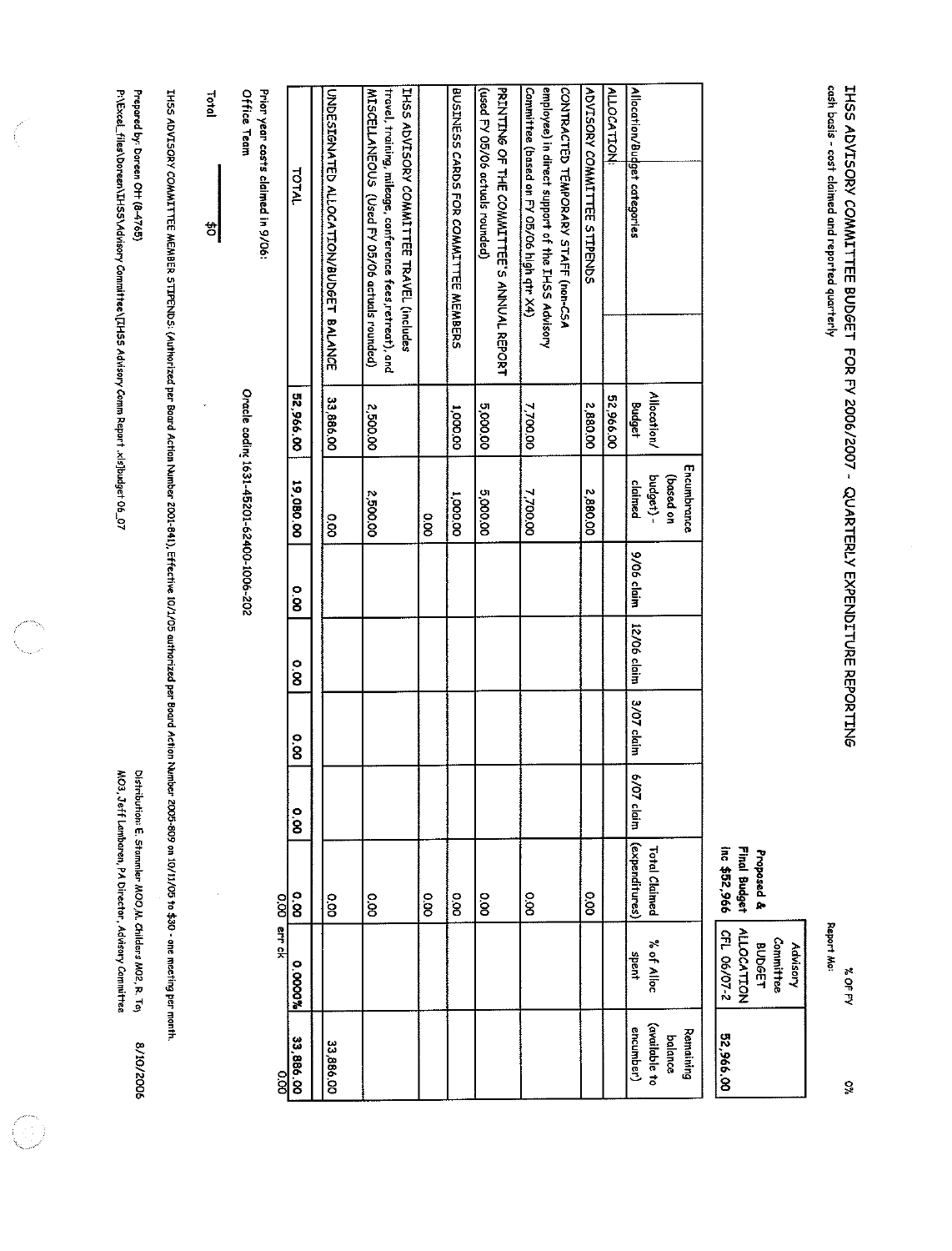# IHSS ADVISORY COMMITTEE BUDGET FOR FY 2006/2007 - QUARTERLY EXPENDITURE REPORTING

cash basis - cost claimed and reported quarterly

% OF FY 0%

Report Mo:

| | |
|---|---|
| Proposed & Final Budget Inc $52,966 | Advisory Committee BUDGET ALLOCATION CFL 06/07-2 |
| | 52,966.00 |

| Allocation/Budget categories | Allocation/ Budget | Encumbrance (based on budget) - claimed | 9/06 claim | 12/06 claim | 3/07 claim | 6/07 claim | Total Claimed (expenditures) | % of Alloc spent | Remaining balance (available to encumber) |
|---|---|---|---|---|---|---|---|---|---|
| ALLOCATION: | 52,966.00 | | | | | | | | |
| ADVISORY COMMITTEE STIPENDS | 2,880.00 | 2,880.00 | | | | | 0.00 | | |
| CONTRACTED TEMPORARY STAFF (non-CSA employee) in direct support of the IHSS Advisory Committee (based on FY 05/06 high qtr X4) | 7,700.00 | 7,700.00 | | | | | 0.00 | | |
| PRINTING OF THE COMMITTEE'S ANNUAL REPORT (used FY 05/06 actuals rounded) | 5,000.00 | 5,000.00 | | | | | 0.00 | | |
| BUSINESS CARDS FOR COMMITTEE MEMBERS | 1,000.00 | 1,000.00 | | | | | 0.00 | | |
| IHSS ADVISORY COMMITTEE TRAVEL (includes travel, training, mileage, conference fees, retreat), and | | 0.00 | | | | | 0.00 | | |
| MISCELLANEOUS (Used FY 05/06 actuals rounded) | 2,500.00 | 2,500.00 | | | | | 0.00 | | |
| UNDESIGNATED ALLOCATION/BUDGET BALANCE | 33,886.00 | 0.00 | | | | | 0.00 | | 33,886.00 |
| TOTAL | 52,966.00 | 19,080.00 | 0.00 | 0.00 | 0.00 | 0.00 | 0.00 | 0.0000% | 33,886.00 |
| | | | | | | | 0.00 err ck | | 0.00 |

Prior year costs claimed in 9/06:

Office Team

Total $0

Oracle coding 1631-45201-62400-1006-202

IHSS ADVISORY COMMITTEE MEMBER STIPENDS: (Authorized per Board Action Number 2001-841), Effective 10/1/05 authorized per Board Action Number 2005-809 on 10/11/05 to $30 - one meeting per month.

Prepared by: Doreen Ott (8-4768)

P:\Excel_files\Doreen\IHSS\Advisory Committee\[IHSS Advisory Comm Report.xls]budget 06_07

Distribution: E. Stommler MOO, M. Childers M02, R. To, M03, Jeff Lamborn, PA Director, Advisory Committee

8/10/2006